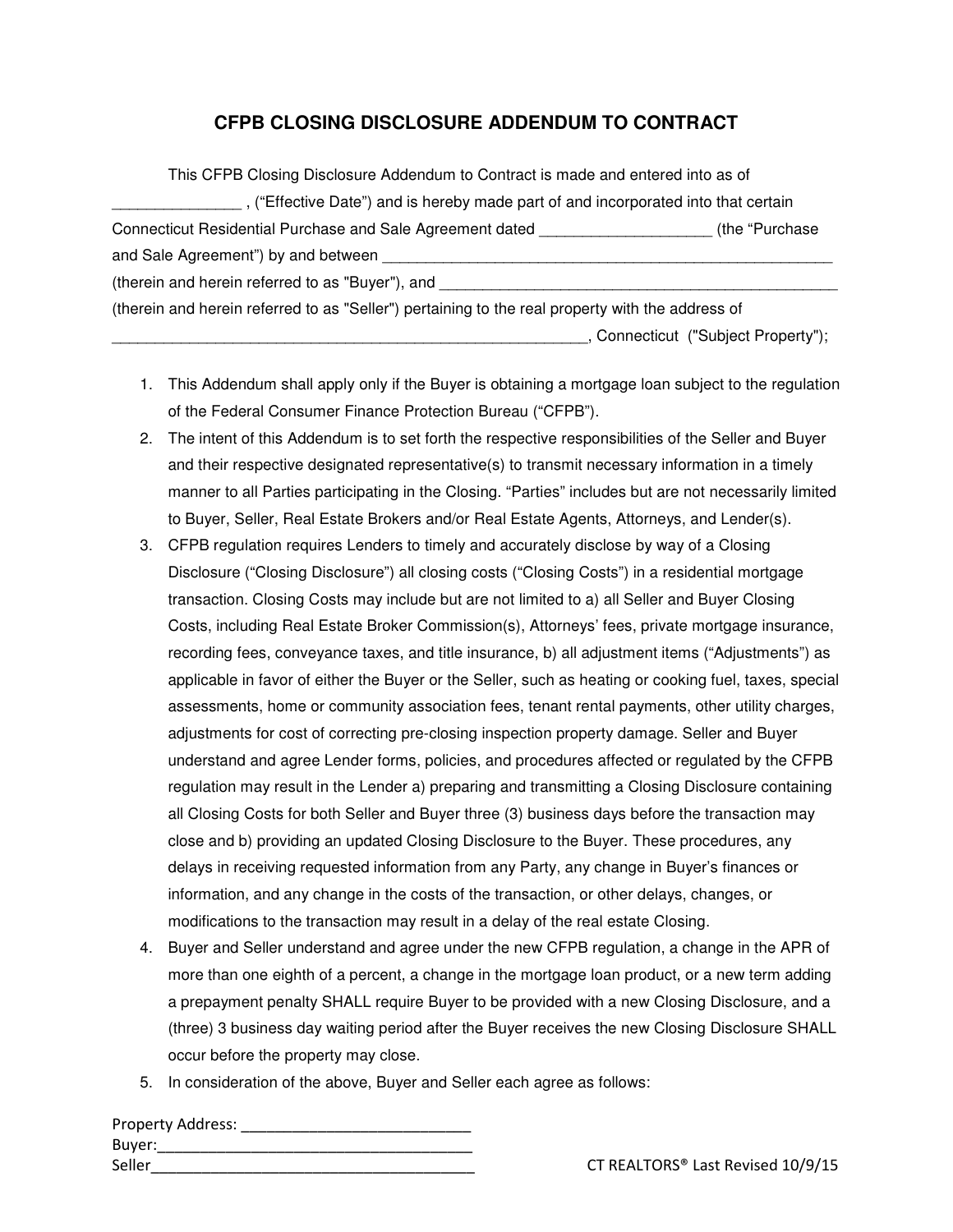# CFPB CLOSING DISCLOSURE ADDENDUM TO CONTRACT

This CFPB Closing Disclosure Addendum to Contract is made and entered into as of _______________ , ("Effective Date") and is hereby made part of and incorporated into that certain Connecticut Residential Purchase and Sale Agreement dated ___________________ (the "Purchase and Sale Agreement") by and between _____________________________________________________ (therein and herein referred to as "Buyer"), and _______________________________________________ (therein and herein referred to as "Seller") pertaining to the real property with the address of _________________________________________________________, Connecticut ("Subject Property");

1. This Addendum shall apply only if the Buyer is obtaining a mortgage loan subject to the regulation of the Federal Consumer Finance Protection Bureau ("CFPB").
2. The intent of this Addendum is to set forth the respective responsibilities of the Seller and Buyer and their respective designated representative(s) to transmit necessary information in a timely manner to all Parties participating in the Closing. "Parties" includes but are not necessarily limited to Buyer, Seller, Real Estate Brokers and/or Real Estate Agents, Attorneys, and Lender(s).
3. CFPB regulation requires Lenders to timely and accurately disclose by way of a Closing Disclosure ("Closing Disclosure") all closing costs ("Closing Costs") in a residential mortgage transaction. Closing Costs may include but are not limited to a) all Seller and Buyer Closing Costs, including Real Estate Broker Commission(s), Attorneys' fees, private mortgage insurance, recording fees, conveyance taxes, and title insurance, b) all adjustment items ("Adjustments") as applicable in favor of either the Buyer or the Seller, such as heating or cooking fuel, taxes, special assessments, home or community association fees, tenant rental payments, other utility charges, adjustments for cost of correcting pre-closing inspection property damage. Seller and Buyer understand and agree Lender forms, policies, and procedures affected or regulated by the CFPB regulation may result in the Lender a) preparing and transmitting a Closing Disclosure containing all Closing Costs for both Seller and Buyer three (3) business days before the transaction may close and b) providing an updated Closing Disclosure to the Buyer. These procedures, any delays in receiving requested information from any Party, any change in Buyer's finances or information, and any change in the costs of the transaction, or other delays, changes, or modifications to the transaction may result in a delay of the real estate Closing.
4. Buyer and Seller understand and agree under the new CFPB regulation, a change in the APR of more than one eighth of a percent, a change in the mortgage loan product, or a new term adding a prepayment penalty SHALL require Buyer to be provided with a new Closing Disclosure, and a (three) 3 business day waiting period after the Buyer receives the new Closing Disclosure SHALL occur before the property may close.
5. In consideration of the above, Buyer and Seller each agree as follows:

Property Address: ___________________________
Buyer:_____________________________________
Seller_____________________________________

CT REALTORS® Last Revised 10/9/15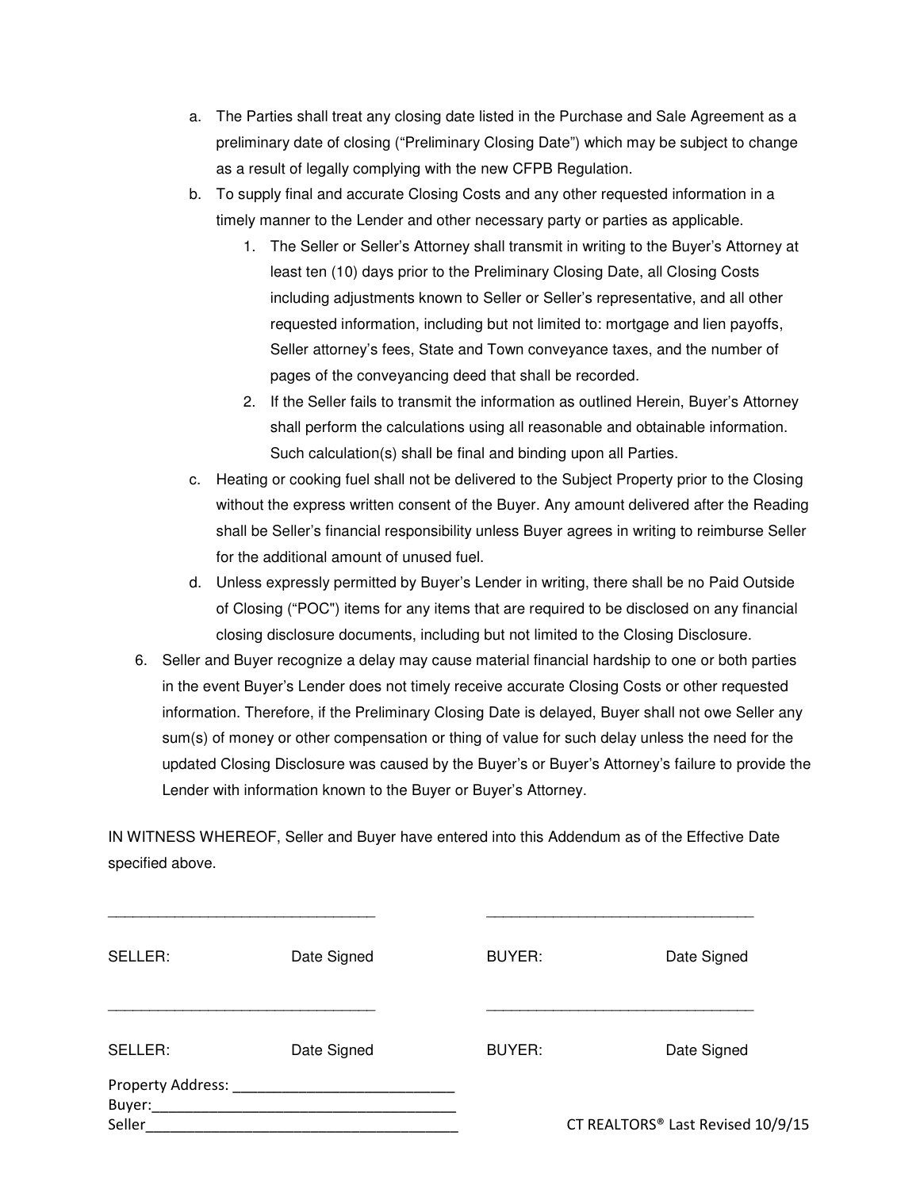a. The Parties shall treat any closing date listed in the Purchase and Sale Agreement as a preliminary date of closing ("Preliminary Closing Date") which may be subject to change as a result of legally complying with the new CFPB Regulation.

b. To supply final and accurate Closing Costs and any other requested information in a timely manner to the Lender and other necessary party or parties as applicable.

   1. The Seller or Seller's Attorney shall transmit in writing to the Buyer's Attorney at least ten (10) days prior to the Preliminary Closing Date, all Closing Costs including adjustments known to Seller or Seller's representative, and all other requested information, including but not limited to: mortgage and lien payoffs, Seller attorney's fees, State and Town conveyance taxes, and the number of pages of the conveyancing deed that shall be recorded.
   2. If the Seller fails to transmit the information as outlined Herein, Buyer's Attorney shall perform the calculations using all reasonable and obtainable information. Such calculation(s) shall be final and binding upon all Parties.

c. Heating or cooking fuel shall not be delivered to the Subject Property prior to the Closing without the express written consent of the Buyer. Any amount delivered after the Reading shall be Seller's financial responsibility unless Buyer agrees in writing to reimburse Seller for the additional amount of unused fuel.

d. Unless expressly permitted by Buyer's Lender in writing, there shall be no Paid Outside of Closing ("POC") items for any items that are required to be disclosed on any financial closing disclosure documents, including but not limited to the Closing Disclosure.

6. Seller and Buyer recognize a delay may cause material financial hardship to one or both parties in the event Buyer's Lender does not timely receive accurate Closing Costs or other requested information. Therefore, if the Preliminary Closing Date is delayed, Buyer shall not owe Seller any sum(s) of money or other compensation or thing of value for such delay unless the need for the updated Closing Disclosure was caused by the Buyer's or Buyer's Attorney's failure to provide the Lender with information known to the Buyer or Buyer's Attorney.

IN WITNESS WHEREOF, Seller and Buyer have entered into this Addendum as of the Effective Date specified above.

_________________________________ _________________________________

SELLER: Date Signed BUYER: Date Signed

_________________________________ _________________________________

SELLER: Date Signed BUYER: Date Signed

Property Address: ___________________________

Buyer:_____________________________________

Seller_______________________________________

CT REALTORS® Last Revised 10/9/15